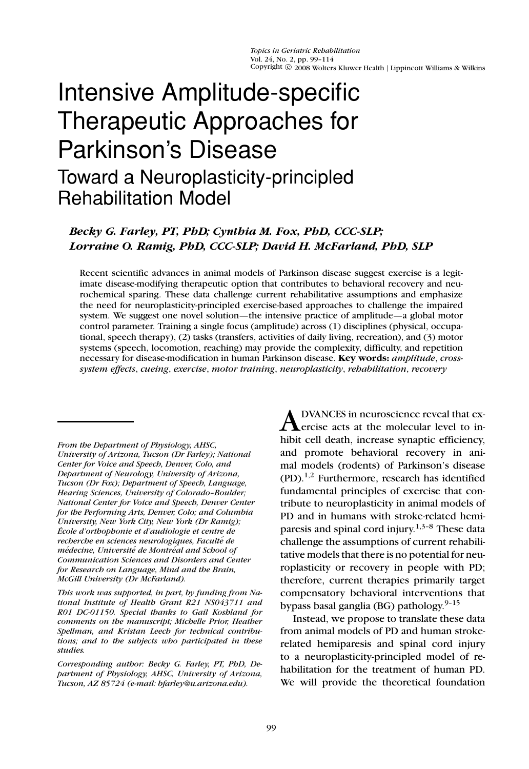# Intensive Amplitude-specific Therapeutic Approaches for Parkinson's Disease

## Toward a Neuroplasticity-principled Rehabilitation Model

***Becky G. Farley, PT, PhD; Cynthia M. Fox, PhD, CCC-SLP; Lorraine O. Ramig, PhD, CCC-SLP; David H. McFarland, PhD, SLP***

Recent scientific advances in animal models of Parkinson disease suggest exercise is a legitimate disease-modifying therapeutic option that contributes to behavioral recovery and neurochemical sparing. These data challenge current rehabilitative assumptions and emphasize the need for neuroplasticity-principled exercise-based approaches to challenge the impaired system. We suggest one novel solution—the intensive practice of amplitude—a global motor control parameter. Training a single focus (amplitude) across (1) disciplines (physical, occupational, speech therapy), (2) tasks (transfers, activities of daily living, recreation), and (3) motor systems (speech, locomotion, reaching) may provide the complexity, difficulty, and repetition necessary for disease-modification in human Parkinson disease. **Key words:** *amplitude*, *cross-system effects*, *cueing*, *exercise*, *motor training*, *neuroplasticity*, *rehabilitation*, *recovery*

*From the Department of Physiology, AHSC, University of Arizona, Tucson (Dr Farley); National Center for Voice and Speech, Denver, Colo, and Department of Neurology, University of Arizona, Tucson (Dr Fox); Department of Speech, Language, Hearing Sciences, University of Colorado–Boulder; National Center for Voice and Speech, Denver Center for the Performing Arts, Denver, Colo; and Columbia University, New York City, New York (Dr Ramig); École d'orthophonie et d'audiologie et centre de recherche en sciences neurologiques, Faculté de médecine, Université de Montréal and School of Communication Sciences and Disorders and Center for Research on Language, Mind and the Brain, McGill University (Dr McFarland).*

*This work was supported, in part, by funding from National Institute of Health Grant R21 NS043711 and R01 DC-01150. Special thanks to Gail Koshland for comments on the manuscript; Michelle Prior, Heather Spellman, and Kristan Leech for technical contributions; and to the subjects who participated in these studies.*

*Corresponding author: Becky G. Farley, PT, PhD, Department of Physiology, AHSC, University of Arizona, Tucson, AZ 85724 (e-mail: bfarley@u.arizona.edu).*

ADVANCES in neuroscience reveal that exercise acts at the molecular level to inhibit cell death, increase synaptic efficiency, and promote behavioral recovery in animal models (rodents) of Parkinson's disease (PD).[1,2] Furthermore, research has identified fundamental principles of exercise that contribute to neuroplasticity in animal models of PD and in humans with stroke-related hemiparesis and spinal cord injury.[1,3–8] These data challenge the assumptions of current rehabilitative models that there is no potential for neuroplasticity or recovery in people with PD; therefore, current therapies primarily target compensatory behavioral interventions that bypass basal ganglia (BG) pathology.[9–15]

Instead, we propose to translate these data from animal models of PD and human stroke-related hemiparesis and spinal cord injury to a neuroplasticity-principled model of rehabilitation for the treatment of human PD. We will provide the theoretical foundation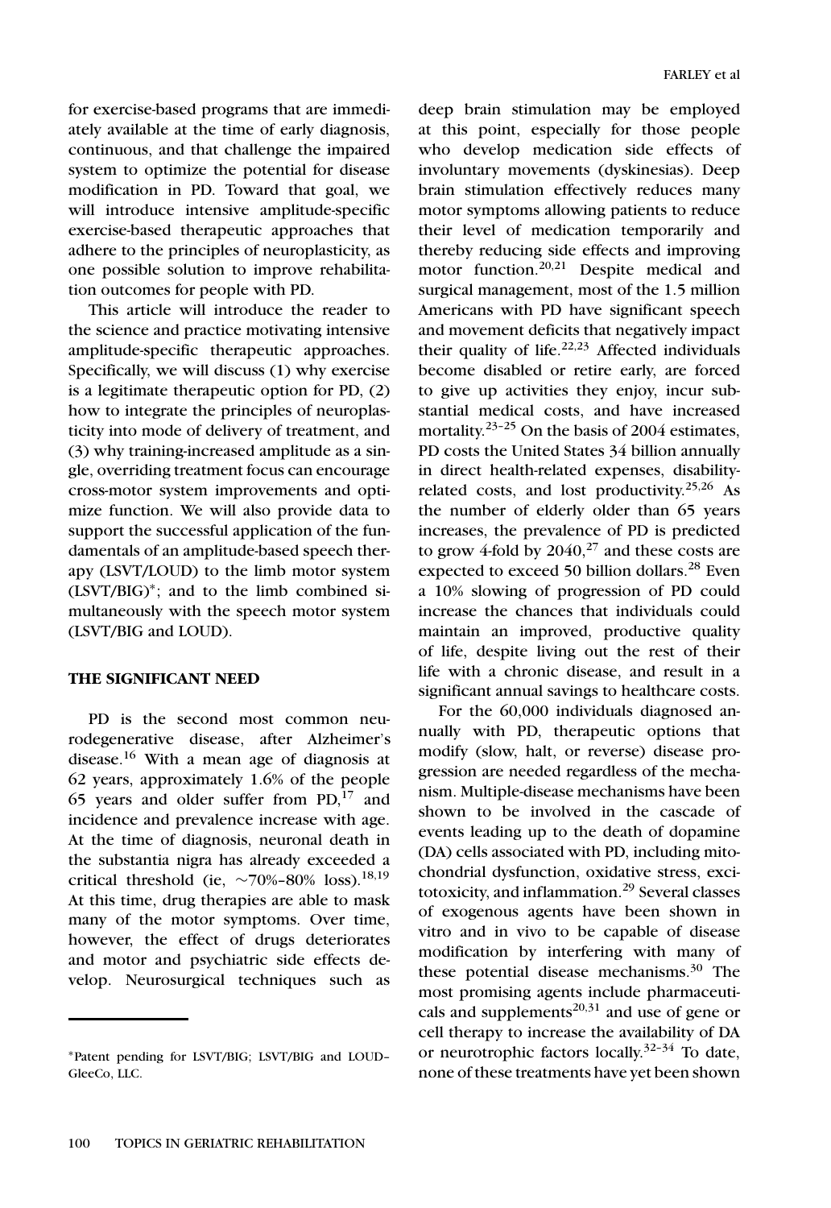for exercise-based programs that are immediately available at the time of early diagnosis, continuous, and that challenge the impaired system to optimize the potential for disease modification in PD. Toward that goal, we will introduce intensive amplitude-specific exercise-based therapeutic approaches that adhere to the principles of neuroplasticity, as one possible solution to improve rehabilitation outcomes for people with PD.

This article will introduce the reader to the science and practice motivating intensive amplitude-specific therapeutic approaches. Specifically, we will discuss (1) why exercise is a legitimate therapeutic option for PD, (2) how to integrate the principles of neuroplasticity into mode of delivery of treatment, and (3) why training-increased amplitude as a single, overriding treatment focus can encourage cross-motor system improvements and optimize function. We will also provide data to support the successful application of the fundamentals of an amplitude-based speech therapy (LSVT/LOUD) to the limb motor system (LSVT/BIG)*; and to the limb combined simultaneously with the speech motor system (LSVT/BIG and LOUD).

## THE SIGNIFICANT NEED

PD is the second most common neurodegenerative disease, after Alzheimer's disease.[16] With a mean age of diagnosis at 62 years, approximately 1.6% of the people 65 years and older suffer from PD,[17] and incidence and prevalence increase with age. At the time of diagnosis, neuronal death in the substantia nigra has already exceeded a critical threshold (ie, ~70%–80% loss).[18,19] At this time, drug therapies are able to mask many of the motor symptoms. Over time, however, the effect of drugs deteriorates and motor and psychiatric side effects develop. Neurosurgical techniques such as deep brain stimulation may be employed at this point, especially for those people who develop medication side effects of involuntary movements (dyskinesias). Deep brain stimulation effectively reduces many motor symptoms allowing patients to reduce their level of medication temporarily and thereby reducing side effects and improving motor function.[20,21] Despite medical and surgical management, most of the 1.5 million Americans with PD have significant speech and movement deficits that negatively impact their quality of life.[22,23] Affected individuals become disabled or retire early, are forced to give up activities they enjoy, incur substantial medical costs, and have increased mortality.[23–25] On the basis of 2004 estimates, PD costs the United States 34 billion annually in direct health-related expenses, disability-related costs, and lost productivity.[25,26] As the number of elderly older than 65 years increases, the prevalence of PD is predicted to grow 4-fold by 2040,[27] and these costs are expected to exceed 50 billion dollars.[28] Even a 10% slowing of progression of PD could increase the chances that individuals could maintain an improved, productive quality of life, despite living out the rest of their life with a chronic disease, and result in a significant annual savings to healthcare costs.

For the 60,000 individuals diagnosed annually with PD, therapeutic options that modify (slow, halt, or reverse) disease progression are needed regardless of the mechanism. Multiple-disease mechanisms have been shown to be involved in the cascade of events leading up to the death of dopamine (DA) cells associated with PD, including mitochondrial dysfunction, oxidative stress, excitotoxicity, and inflammation.[29] Several classes of exogenous agents have been shown in vitro and in vivo to be capable of disease modification by interfering with many of these potential disease mechanisms.[30] The most promising agents include pharmaceuticals and supplements[20,31] and use of gene or cell therapy to increase the availability of DA or neurotrophic factors locally.[32–34] To date, none of these treatments have yet been shown

*Patent pending for LSVT/BIG; LSVT/BIG and LOUD–GleeCo, LLC.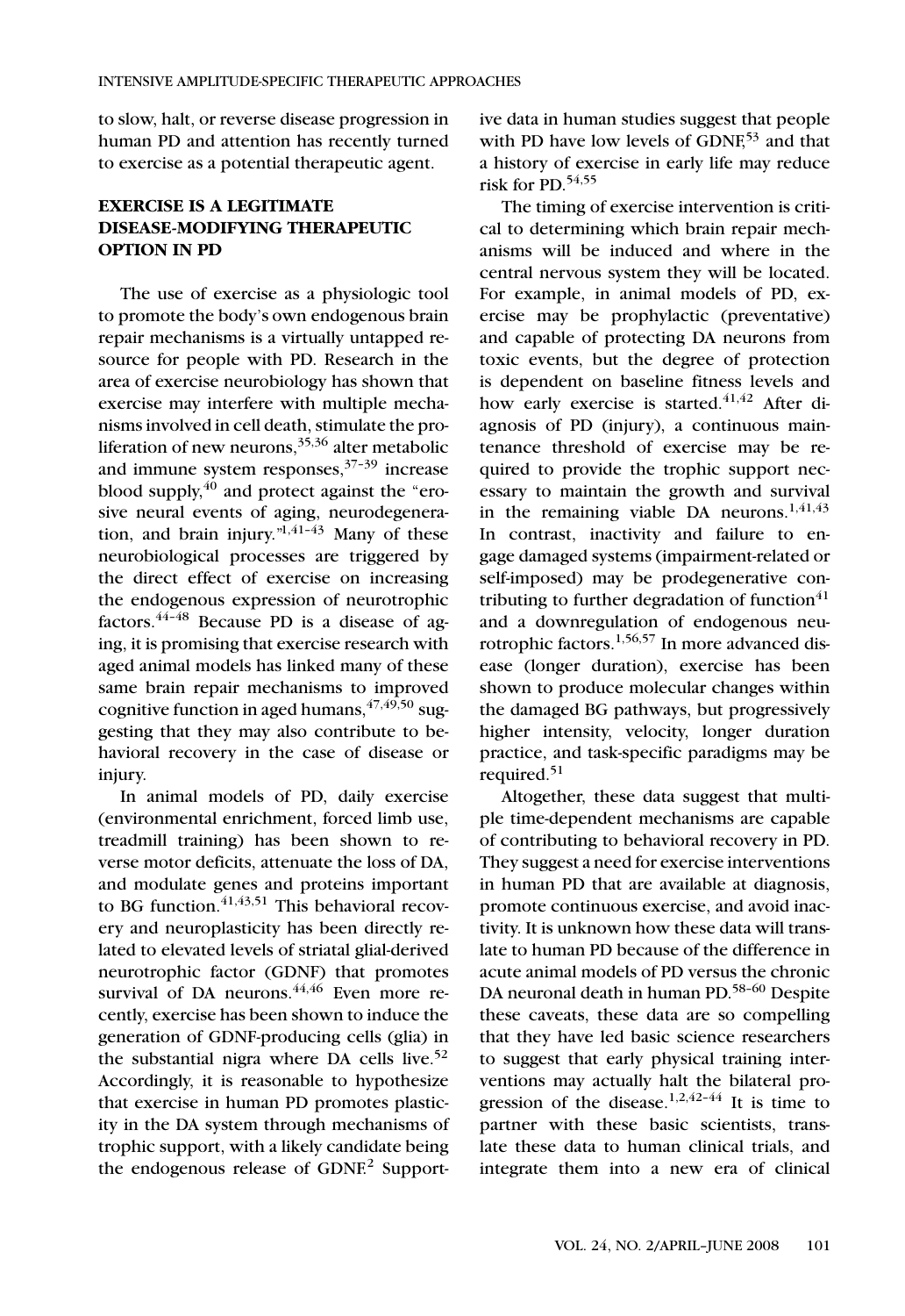to slow, halt, or reverse disease progression in human PD and attention has recently turned to exercise as a potential therapeutic agent.

## EXERCISE IS A LEGITIMATE DISEASE-MODIFYING THERAPEUTIC OPTION IN PD

The use of exercise as a physiologic tool to promote the body's own endogenous brain repair mechanisms is a virtually untapped resource for people with PD. Research in the area of exercise neurobiology has shown that exercise may interfere with multiple mechanisms involved in cell death, stimulate the proliferation of new neurons,[35,36] alter metabolic and immune system responses,[37–39] increase blood supply,[40] and protect against the "erosive neural events of aging, neurodegeneration, and brain injury."[1,41–43] Many of these neurobiological processes are triggered by the direct effect of exercise on increasing the endogenous expression of neurotrophic factors.[44–48] Because PD is a disease of aging, it is promising that exercise research with aged animal models has linked many of these same brain repair mechanisms to improved cognitive function in aged humans,[47,49,50] suggesting that they may also contribute to behavioral recovery in the case of disease or injury.

In animal models of PD, daily exercise (environmental enrichment, forced limb use, treadmill training) has been shown to reverse motor deficits, attenuate the loss of DA, and modulate genes and proteins important to BG function.[41,43,51] This behavioral recovery and neuroplasticity has been directly related to elevated levels of striatal glial-derived neurotrophic factor (GDNF) that promotes survival of DA neurons.[44,46] Even more recently, exercise has been shown to induce the generation of GDNF-producing cells (glia) in the substantial nigra where DA cells live.[52] Accordingly, it is reasonable to hypothesize that exercise in human PD promotes plasticity in the DA system through mechanisms of trophic support, with a likely candidate being the endogenous release of GDNF.[2] Supportive data in human studies suggest that people with PD have low levels of GDNF,[53] and that a history of exercise in early life may reduce risk for PD.[54,55]

The timing of exercise intervention is critical to determining which brain repair mechanisms will be induced and where in the central nervous system they will be located. For example, in animal models of PD, exercise may be prophylactic (preventative) and capable of protecting DA neurons from toxic events, but the degree of protection is dependent on baseline fitness levels and how early exercise is started.[41,42] After diagnosis of PD (injury), a continuous maintenance threshold of exercise may be required to provide the trophic support necessary to maintain the growth and survival in the remaining viable DA neurons.[1,41,43] In contrast, inactivity and failure to engage damaged systems (impairment-related or self-imposed) may be prodegenerative contributing to further degradation of function[41] and a downregulation of endogenous neurotrophic factors.[1,56,57] In more advanced disease (longer duration), exercise has been shown to produce molecular changes within the damaged BG pathways, but progressively higher intensity, velocity, longer duration practice, and task-specific paradigms may be required.[51]

Altogether, these data suggest that multiple time-dependent mechanisms are capable of contributing to behavioral recovery in PD. They suggest a need for exercise interventions in human PD that are available at diagnosis, promote continuous exercise, and avoid inactivity. It is unknown how these data will translate to human PD because of the difference in acute animal models of PD versus the chronic DA neuronal death in human PD.[58–60] Despite these caveats, these data are so compelling that they have led basic science researchers to suggest that early physical training interventions may actually halt the bilateral progression of the disease.[1,2,42–44] It is time to partner with these basic scientists, translate these data to human clinical trials, and integrate them into a new era of clinical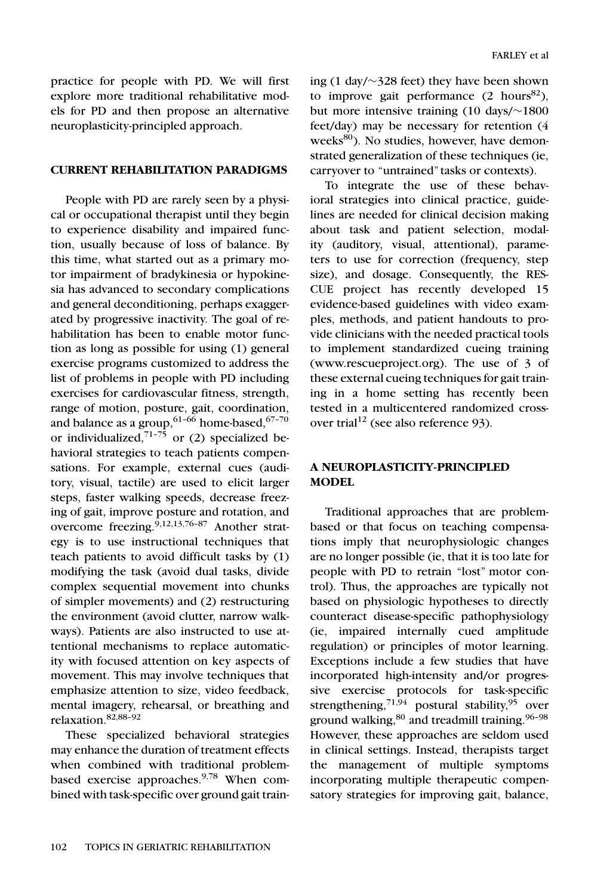practice for people with PD. We will first explore more traditional rehabilitative models for PD and then propose an alternative neuroplasticity-principled approach.

## CURRENT REHABILITATION PARADIGMS

People with PD are rarely seen by a physical or occupational therapist until they begin to experience disability and impaired function, usually because of loss of balance. By this time, what started out as a primary motor impairment of bradykinesia or hypokinesia has advanced to secondary complications and general deconditioning, perhaps exaggerated by progressive inactivity. The goal of rehabilitation has been to enable motor function as long as possible for using (1) general exercise programs customized to address the list of problems in people with PD including exercises for cardiovascular fitness, strength, range of motion, posture, gait, coordination, and balance as a group,[61–66] home-based,[67–70] or individualized,[71–75] or (2) specialized behavioral strategies to teach patients compensations. For example, external cues (auditory, visual, tactile) are used to elicit larger steps, faster walking speeds, decrease freezing of gait, improve posture and rotation, and overcome freezing.[9,12,13,76–87] Another strategy is to use instructional techniques that teach patients to avoid difficult tasks by (1) modifying the task (avoid dual tasks, divide complex sequential movement into chunks of simpler movements) and (2) restructuring the environment (avoid clutter, narrow walkways). Patients are also instructed to use attentional mechanisms to replace automaticity with focused attention on key aspects of movement. This may involve techniques that emphasize attention to size, video feedback, mental imagery, rehearsal, or breathing and relaxation.[82,88–92]

These specialized behavioral strategies may enhance the duration of treatment effects when combined with traditional problem-based exercise approaches.[9,78] When combined with task-specific over ground gait training (1 day/~328 feet) they have been shown to improve gait performance (2 hours[82]), but more intensive training (10 days/~1800 feet/day) may be necessary for retention (4 weeks[80]). No studies, however, have demonstrated generalization of these techniques (ie, carryover to "untrained" tasks or contexts).

To integrate the use of these behavioral strategies into clinical practice, guidelines are needed for clinical decision making about task and patient selection, modality (auditory, visual, attentional), parameters to use for correction (frequency, step size), and dosage. Consequently, the RESCUE project has recently developed 15 evidence-based guidelines with video examples, methods, and patient handouts to provide clinicians with the needed practical tools to implement standardized cueing training (www.rescueproject.org). The use of 3 of these external cueing techniques for gait training in a home setting has recently been tested in a multicentered randomized crossover trial[12] (see also reference 93).

## A NEUROPLASTICITY-PRINCIPLED MODEL

Traditional approaches that are problem-based or that focus on teaching compensations imply that neurophysiologic changes are no longer possible (ie, that it is too late for people with PD to retrain "lost" motor control). Thus, the approaches are typically not based on physiologic hypotheses to directly counteract disease-specific pathophysiology (ie, impaired internally cued amplitude regulation) or principles of motor learning. Exceptions include a few studies that have incorporated high-intensity and/or progressive exercise protocols for task-specific strengthening,[71,94] postural stability,[95] over ground walking,[80] and treadmill training.[96–98] However, these approaches are seldom used in clinical settings. Instead, therapists target the management of multiple symptoms incorporating multiple therapeutic compensatory strategies for improving gait, balance,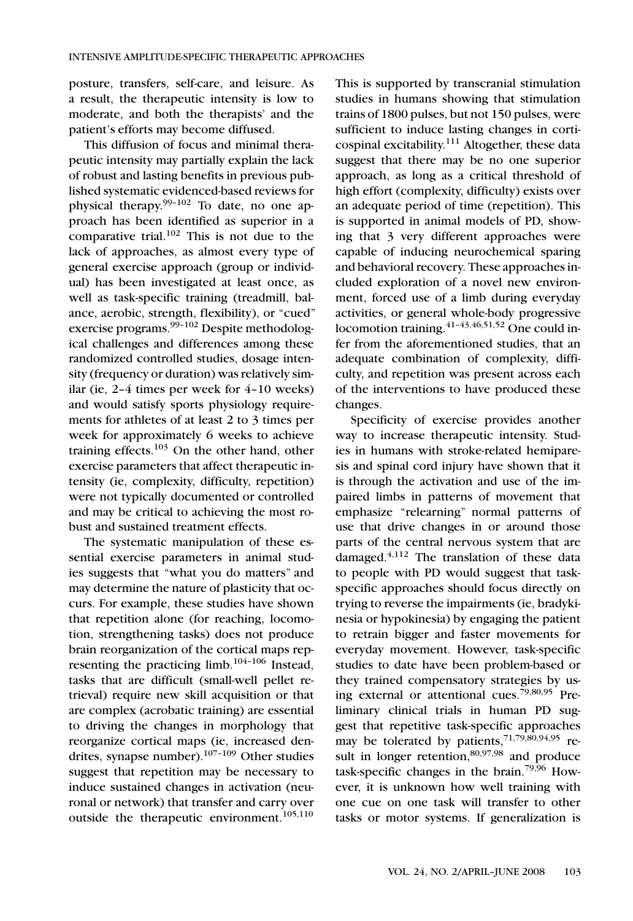posture, transfers, self-care, and leisure. As a result, the therapeutic intensity is low to moderate, and both the therapists' and the patient's efforts may become diffused.

This diffusion of focus and minimal therapeutic intensity may partially explain the lack of robust and lasting benefits in previous published systematic evidenced-based reviews for physical therapy.[99-102] To date, no one approach has been identified as superior in a comparative trial.[102] This is not due to the lack of approaches, as almost every type of general exercise approach (group or individual) has been investigated at least once, as well as task-specific training (treadmill, balance, aerobic, strength, flexibility), or "cued" exercise programs.[99-102] Despite methodological challenges and differences among these randomized controlled studies, dosage intensity (frequency or duration) was relatively similar (ie, 2–4 times per week for 4–10 weeks) and would satisfy sports physiology requirements for athletes of at least 2 to 3 times per week for approximately 6 weeks to achieve training effects.[103] On the other hand, other exercise parameters that affect therapeutic intensity (ie, complexity, difficulty, repetition) were not typically documented or controlled and may be critical to achieving the most robust and sustained treatment effects.

The systematic manipulation of these essential exercise parameters in animal studies suggests that "what you do matters" and may determine the nature of plasticity that occurs. For example, these studies have shown that repetition alone (for reaching, locomotion, strengthening tasks) does not produce brain reorganization of the cortical maps representing the practicing limb.[104-106] Instead, tasks that are difficult (small-well pellet retrieval) require new skill acquisition or that are complex (acrobatic training) are essential to driving the changes in morphology that reorganize cortical maps (ie, increased dendrites, synapse number).[107-109] Other studies suggest that repetition may be necessary to induce sustained changes in activation (neuronal or network) that transfer and carry over outside the therapeutic environment.[105,110] This is supported by transcranial stimulation studies in humans showing that stimulation trains of 1800 pulses, but not 150 pulses, were sufficient to induce lasting changes in corticospinal excitability.[111] Altogether, these data suggest that there may be no one superior approach, as long as a critical threshold of high effort (complexity, difficulty) exists over an adequate period of time (repetition). This is supported in animal models of PD, showing that 3 very different approaches were capable of inducing neurochemical sparing and behavioral recovery. These approaches included exploration of a novel new environment, forced use of a limb during everyday activities, or general whole-body progressive locomotion training.[41-43,46,51,52] One could infer from the aforementioned studies, that an adequate combination of complexity, difficulty, and repetition was present across each of the interventions to have produced these changes.

Specificity of exercise provides another way to increase therapeutic intensity. Studies in humans with stroke-related hemiparesis and spinal cord injury have shown that it is through the activation and use of the impaired limbs in patterns of movement that emphasize "relearning" normal patterns of use that drive changes in or around those parts of the central nervous system that are damaged.[4,112] The translation of these data to people with PD would suggest that task-specific approaches should focus directly on trying to reverse the impairments (ie, bradykinesia or hypokinesia) by engaging the patient to retrain bigger and faster movements for everyday movement. However, task-specific studies to date have been problem-based or they trained compensatory strategies by using external or attentional cues.[79,80,95] Preliminary clinical trials in human PD suggest that repetitive task-specific approaches may be tolerated by patients,[71,79,80,94,95] result in longer retention,[80,97,98] and produce task-specific changes in the brain.[79,96] However, it is unknown how well training with one cue on one task will transfer to other tasks or motor systems. If generalization is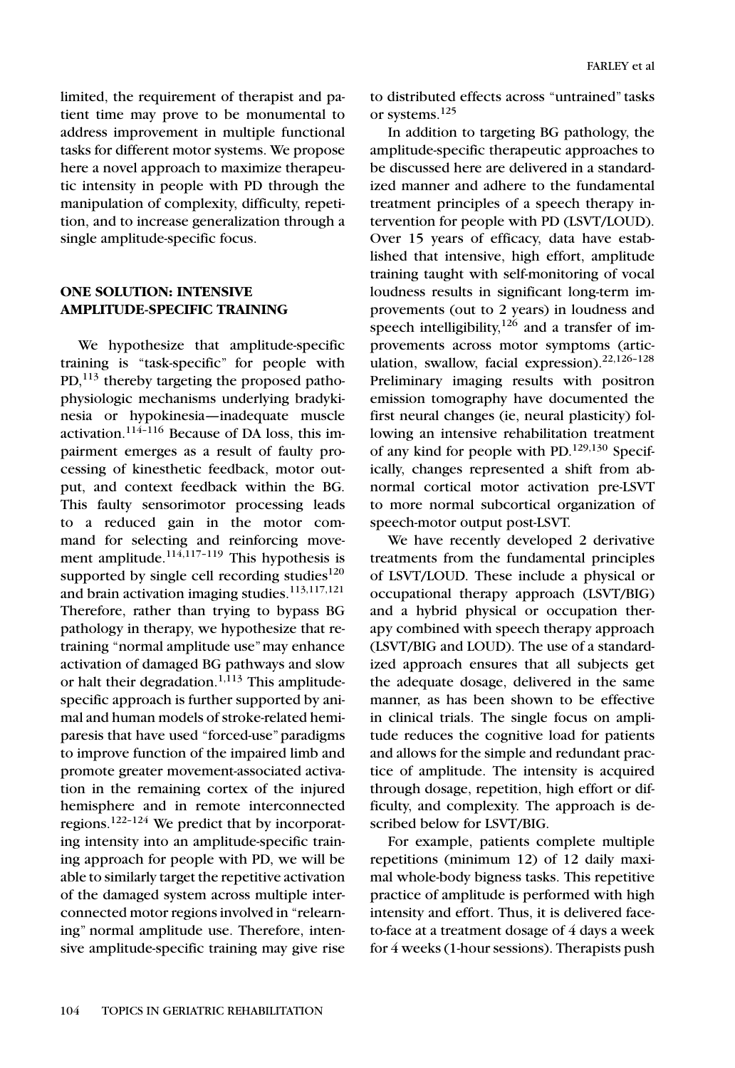limited, the requirement of therapist and patient time may prove to be monumental to address improvement in multiple functional tasks for different motor systems. We propose here a novel approach to maximize therapeutic intensity in people with PD through the manipulation of complexity, difficulty, repetition, and to increase generalization through a single amplitude-specific focus.

## ONE SOLUTION: INTENSIVE AMPLITUDE-SPECIFIC TRAINING

We hypothesize that amplitude-specific training is "task-specific" for people with PD,[113] thereby targeting the proposed pathophysiologic mechanisms underlying bradykinesia or hypokinesia—inadequate muscle activation.[114–116] Because of DA loss, this impairment emerges as a result of faulty processing of kinesthetic feedback, motor output, and context feedback within the BG. This faulty sensorimotor processing leads to a reduced gain in the motor command for selecting and reinforcing movement amplitude.[114,117–119] This hypothesis is supported by single cell recording studies[120] and brain activation imaging studies.[113,117,121] Therefore, rather than trying to bypass BG pathology in therapy, we hypothesize that retraining "normal amplitude use" may enhance activation of damaged BG pathways and slow or halt their degradation.[1,113] This amplitude-specific approach is further supported by animal and human models of stroke-related hemiparesis that have used "forced-use" paradigms to improve function of the impaired limb and promote greater movement-associated activation in the remaining cortex of the injured hemisphere and in remote interconnected regions.[122–124] We predict that by incorporating intensity into an amplitude-specific training approach for people with PD, we will be able to similarly target the repetitive activation of the damaged system across multiple interconnected motor regions involved in "relearning" normal amplitude use. Therefore, intensive amplitude-specific training may give rise to distributed effects across "untrained" tasks or systems.[125]

In addition to targeting BG pathology, the amplitude-specific therapeutic approaches to be discussed here are delivered in a standardized manner and adhere to the fundamental treatment principles of a speech therapy intervention for people with PD (LSVT/LOUD). Over 15 years of efficacy, data have established that intensive, high effort, amplitude training taught with self-monitoring of vocal loudness results in significant long-term improvements (out to 2 years) in loudness and speech intelligibility,[126] and a transfer of improvements across motor symptoms (articulation, swallow, facial expression).[22,126–128] Preliminary imaging results with positron emission tomography have documented the first neural changes (ie, neural plasticity) following an intensive rehabilitation treatment of any kind for people with PD.[129,130] Specifically, changes represented a shift from abnormal cortical motor activation pre-LSVT to more normal subcortical organization of speech-motor output post-LSVT.

We have recently developed 2 derivative treatments from the fundamental principles of LSVT/LOUD. These include a physical or occupational therapy approach (LSVT/BIG) and a hybrid physical or occupation therapy combined with speech therapy approach (LSVT/BIG and LOUD). The use of a standardized approach ensures that all subjects get the adequate dosage, delivered in the same manner, as has been shown to be effective in clinical trials. The single focus on amplitude reduces the cognitive load for patients and allows for the simple and redundant practice of amplitude. The intensity is acquired through dosage, repetition, high effort or difficulty, and complexity. The approach is described below for LSVT/BIG.

For example, patients complete multiple repetitions (minimum 12) of 12 daily maximal whole-body bigness tasks. This repetitive practice of amplitude is performed with high intensity and effort. Thus, it is delivered face-to-face at a treatment dosage of 4 days a week for 4 weeks (1-hour sessions). Therapists push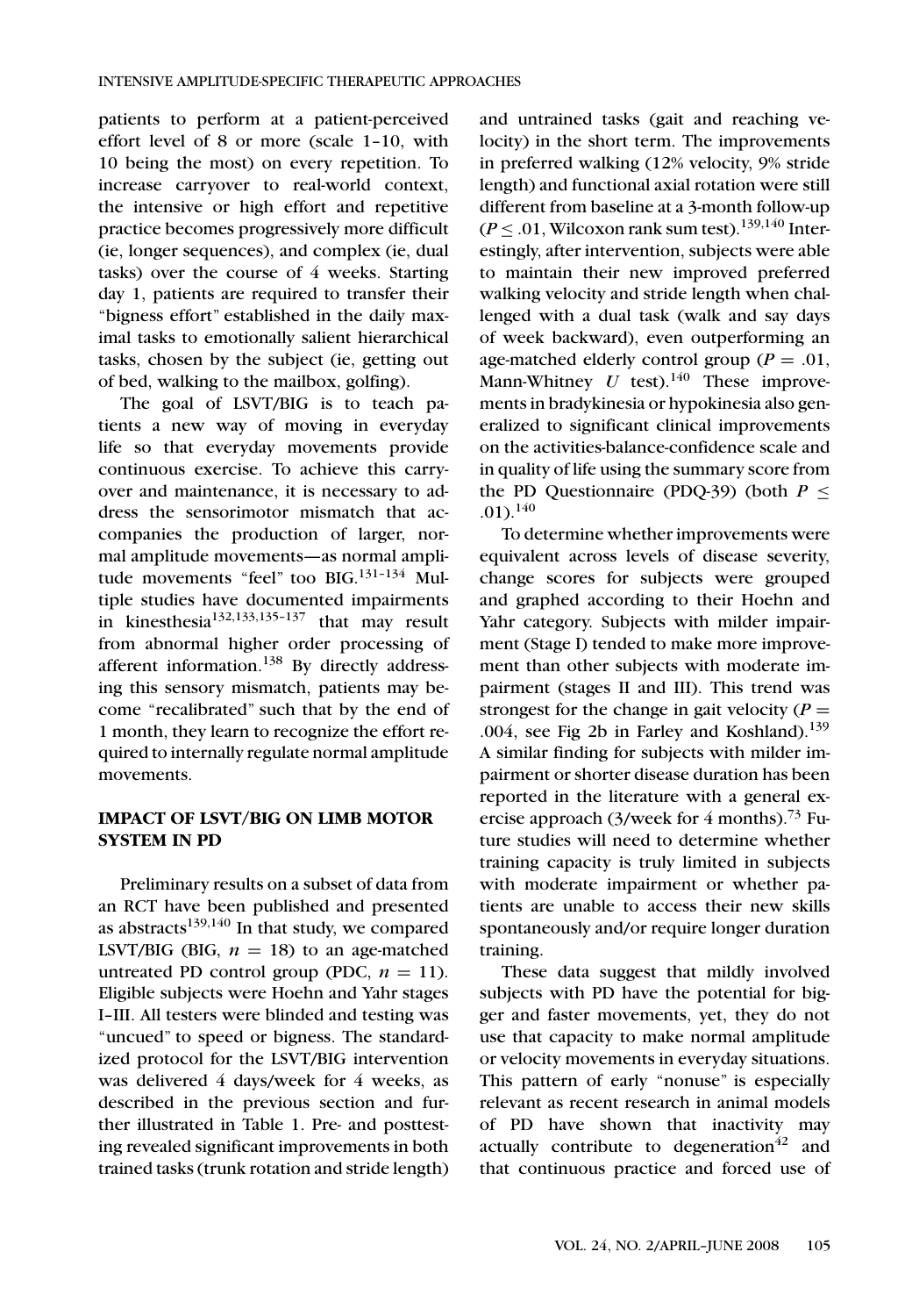patients to perform at a patient-perceived effort level of 8 or more (scale 1–10, with 10 being the most) on every repetition. To increase carryover to real-world context, the intensive or high effort and repetitive practice becomes progressively more difficult (ie, longer sequences), and complex (ie, dual tasks) over the course of 4 weeks. Starting day 1, patients are required to transfer their "bigness effort" established in the daily maximal tasks to emotionally salient hierarchical tasks, chosen by the subject (ie, getting out of bed, walking to the mailbox, golfing).

The goal of LSVT/BIG is to teach patients a new way of moving in everyday life so that everyday movements provide continuous exercise. To achieve this carryover and maintenance, it is necessary to address the sensorimotor mismatch that accompanies the production of larger, normal amplitude movements—as normal amplitude movements "feel" too BIG.[131–134] Multiple studies have documented impairments in kinesthesia[132,133,135–137] that may result from abnormal higher order processing of afferent information.[138] By directly addressing this sensory mismatch, patients may become "recalibrated" such that by the end of 1 month, they learn to recognize the effort required to internally regulate normal amplitude movements.

## IMPACT OF LSVT/BIG ON LIMB MOTOR SYSTEM IN PD

Preliminary results on a subset of data from an RCT have been published and presented as abstracts[139,140] In that study, we compared LSVT/BIG (BIG, $n = 18$) to an age-matched untreated PD control group (PDC, $n = 11$). Eligible subjects were Hoehn and Yahr stages I–III. All testers were blinded and testing was "uncued" to speed or bigness. The standardized protocol for the LSVT/BIG intervention was delivered 4 days/week for 4 weeks, as described in the previous section and further illustrated in Table 1. Pre- and posttesting revealed significant improvements in both trained tasks (trunk rotation and stride length) and untrained tasks (gait and reaching velocity) in the short term. The improvements in preferred walking (12% velocity, 9% stride length) and functional axial rotation were still different from baseline at a 3-month follow-up ($P \leq .01$, Wilcoxon rank sum test).[139,140] Interestingly, after intervention, subjects were able to maintain their new improved preferred walking velocity and stride length when challenged with a dual task (walk and say days of week backward), even outperforming an age-matched elderly control group ($P = .01$, Mann-Whitney $U$ test).[140] These improvements in bradykinesia or hypokinesia also generalized to significant clinical improvements on the activities-balance-confidence scale and in quality of life using the summary score from the PD Questionnaire (PDQ-39) (both $P \leq .01$).[140]

To determine whether improvements were equivalent across levels of disease severity, change scores for subjects were grouped and graphed according to their Hoehn and Yahr category. Subjects with milder impairment (Stage I) tended to make more improvement than other subjects with moderate impairment (stages II and III). This trend was strongest for the change in gait velocity ($P = .004$, see Fig 2b in Farley and Koshland).[139] A similar finding for subjects with milder impairment or shorter disease duration has been reported in the literature with a general exercise approach (3/week for 4 months).[73] Future studies will need to determine whether training capacity is truly limited in subjects with moderate impairment or whether patients are unable to access their new skills spontaneously and/or require longer duration training.

These data suggest that mildly involved subjects with PD have the potential for bigger and faster movements, yet, they do not use that capacity to make normal amplitude or velocity movements in everyday situations. This pattern of early "nonuse" is especially relevant as recent research in animal models of PD have shown that inactivity may actually contribute to degeneration[42] and that continuous practice and forced use of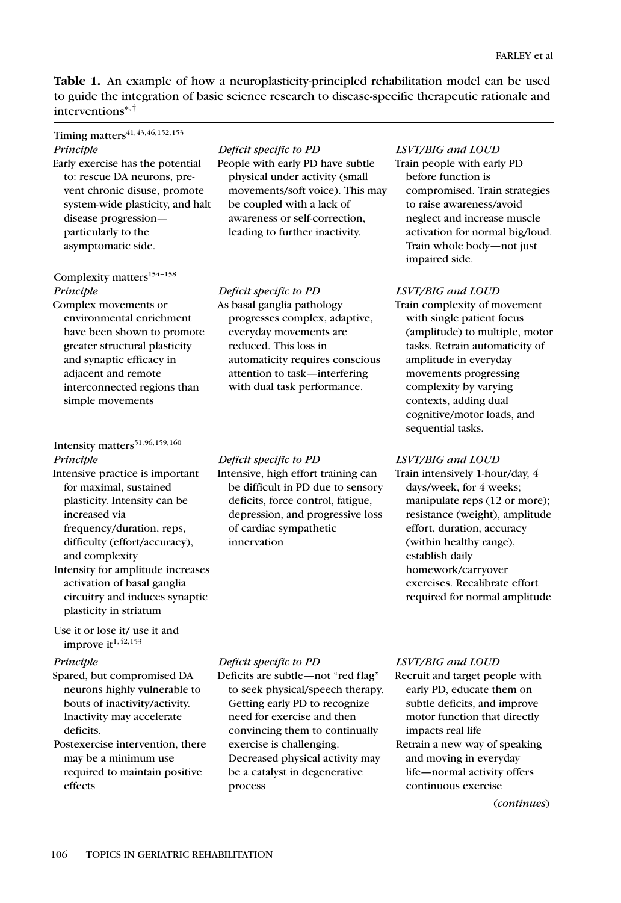**Table 1.** An example of how a neuroplasticity-principled rehabilitation model can be used to guide the integration of basic science research to disease-specific therapeutic rationale and interventions*,†

| *Principle* | *Deficit specific to PD* | *LSVT/BIG and LOUD* |
|---|---|---|
| **Timing matters**[41,43,46,152,153] | | |
| Early exercise has the potential to: rescue DA neurons, prevent chronic disuse, promote system-wide plasticity, and halt disease progression—particularly to the asymptomatic side. | People with early PD have subtle physical under activity (small movements/soft voice). This may be coupled with a lack of awareness or self-correction, leading to further inactivity. | Train people with early PD before function is compromised. Train strategies to raise awareness/avoid neglect and increase muscle activation for normal big/loud. Train whole body—not just impaired side. |
| **Complexity matters**[154–158] | | |
| Complex movements or environmental enrichment have been shown to promote greater structural plasticity and synaptic efficacy in adjacent and remote interconnected regions than simple movements | As basal ganglia pathology progresses complex, adaptive, everyday movements are reduced. This loss in automaticity requires conscious attention to task—interfering with dual task performance. | Train complexity of movement with single patient focus (amplitude) to multiple, motor tasks. Retrain automaticity of amplitude in everyday movements progressing complexity by varying contexts, adding dual cognitive/motor loads, and sequential tasks. |
| **Intensity matters**[51,96,159,160] | | |
| Intensive practice is important for maximal, sustained plasticity. Intensity can be increased via frequency/duration, reps, difficulty (effort/accuracy), and complexity<br>Intensity for amplitude increases activation of basal ganglia circuitry and induces synaptic plasticity in striatum | Intensive, high effort training can be difficult in PD due to sensory deficits, force control, fatigue, depression, and progressive loss of cardiac sympathetic innervation | Train intensively 1-hour/day, 4 days/week, for 4 weeks; manipulate reps (12 or more); resistance (weight), amplitude effort, duration, accuracy (within healthy range), establish daily homework/carryover exercises. Recalibrate effort required for normal amplitude |
| **Use it or lose it/ use it and improve it**[1,42,153] | | |
| Spared, but compromised DA neurons highly vulnerable to bouts of inactivity/activity. Inactivity may accelerate deficits.<br>Postexercise intervention, there may be a minimum use required to maintain positive effects | Deficits are subtle—not "red flag" to seek physical/speech therapy. Getting early PD to recognize need for exercise and then convincing them to continually exercise is challenging. Decreased physical activity may be a catalyst in degenerative process | Recruit and target people with early PD, educate them on subtle deficits, and improve motor function that directly impacts real life<br>Retrain a new way of speaking and moving in everyday life—normal activity offers continuous exercise |

(*continues*)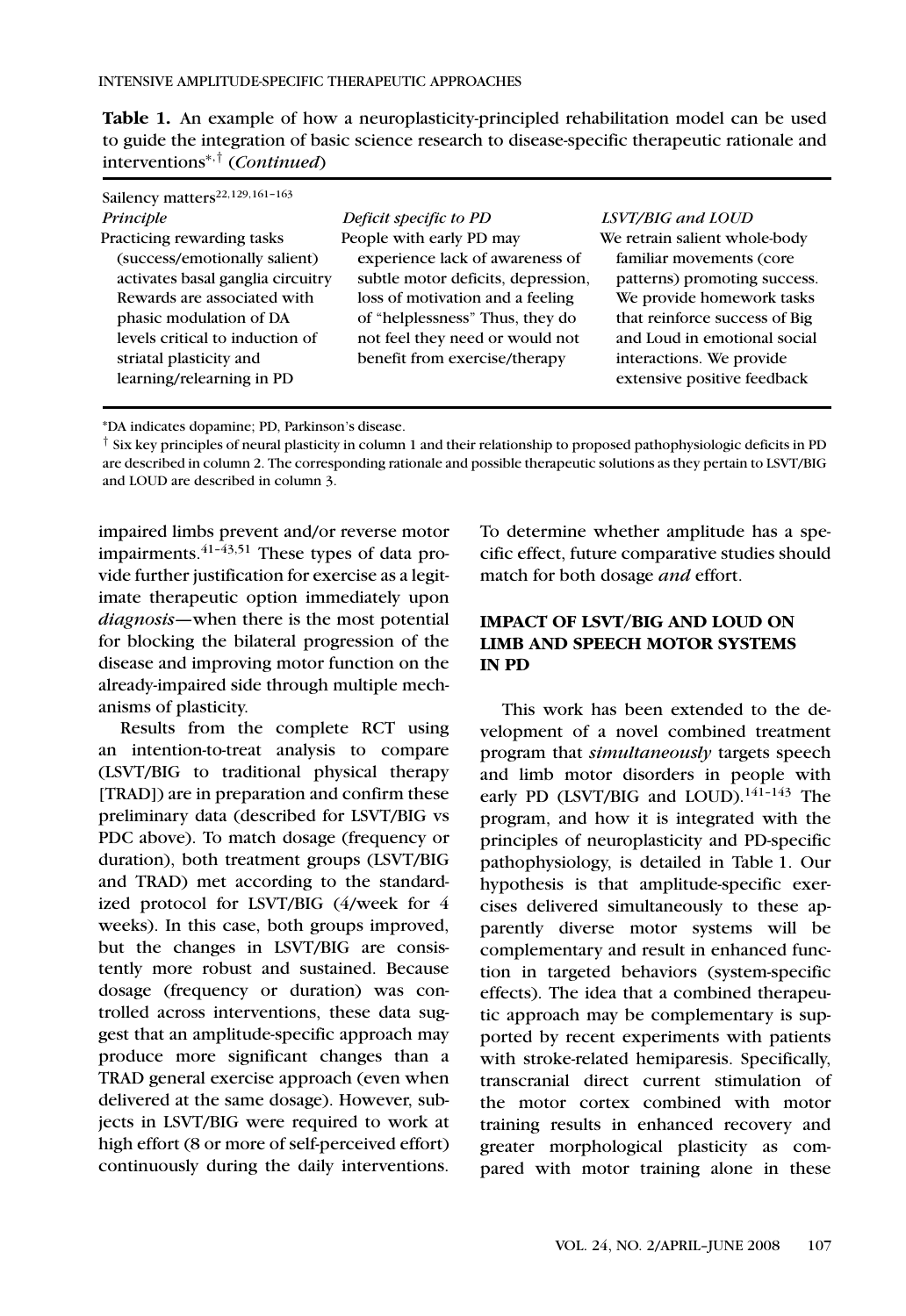**Table 1.** An example of how a neuroplasticity-principled rehabilitation model can be used to guide the integration of basic science research to disease-specific therapeutic rationale and interventions*,† (*Continued*)

| Saliency matters[22,129,161–163] | | |
|---|---|---|
| *Principle* | *Deficit specific to PD* | *LSVT/BIG and LOUD* |
| Practicing rewarding tasks (success/emotionally salient) activates basal ganglia circuitry Rewards are associated with phasic modulation of DA levels critical to induction of striatal plasticity and learning/relearning in PD | People with early PD may experience lack of awareness of subtle motor deficits, depression, loss of motivation and a feeling of "helplessness" Thus, they do not feel they need or would not benefit from exercise/therapy | We retrain salient whole-body familiar movements (core patterns) promoting success. We provide homework tasks that reinforce success of Big and Loud in emotional social interactions. We provide extensive positive feedback |

*DA indicates dopamine; PD, Parkinson's disease.

† Six key principles of neural plasticity in column 1 and their relationship to proposed pathophysiologic deficits in PD are described in column 2. The corresponding rationale and possible therapeutic solutions as they pertain to LSVT/BIG and LOUD are described in column 3.

impaired limbs prevent and/or reverse motor impairments.[41–43,51] These types of data provide further justification for exercise as a legitimate therapeutic option immediately upon *diagnosis*—when there is the most potential for blocking the bilateral progression of the disease and improving motor function on the already-impaired side through multiple mechanisms of plasticity.

Results from the complete RCT using an intention-to-treat analysis to compare (LSVT/BIG to traditional physical therapy [TRAD]) are in preparation and confirm these preliminary data (described for LSVT/BIG vs PDC above). To match dosage (frequency or duration), both treatment groups (LSVT/BIG and TRAD) met according to the standardized protocol for LSVT/BIG (4/week for 4 weeks). In this case, both groups improved, but the changes in LSVT/BIG are consistently more robust and sustained. Because dosage (frequency or duration) was controlled across interventions, these data suggest that an amplitude-specific approach may produce more significant changes than a TRAD general exercise approach (even when delivered at the same dosage). However, subjects in LSVT/BIG were required to work at high effort (8 or more of self-perceived effort) continuously during the daily interventions. To determine whether amplitude has a specific effect, future comparative studies should match for both dosage *and* effort.

## IMPACT OF LSVT/BIG AND LOUD ON LIMB AND SPEECH MOTOR SYSTEMS IN PD

This work has been extended to the development of a novel combined treatment program that *simultaneously* targets speech and limb motor disorders in people with early PD (LSVT/BIG and LOUD).[141–143] The program, and how it is integrated with the principles of neuroplasticity and PD-specific pathophysiology, is detailed in Table 1. Our hypothesis is that amplitude-specific exercises delivered simultaneously to these apparently diverse motor systems will be complementary and result in enhanced function in targeted behaviors (system-specific effects). The idea that a combined therapeutic approach may be complementary is supported by recent experiments with patients with stroke-related hemiparesis. Specifically, transcranial direct current stimulation of the motor cortex combined with motor training results in enhanced recovery and greater morphological plasticity as compared with motor training alone in these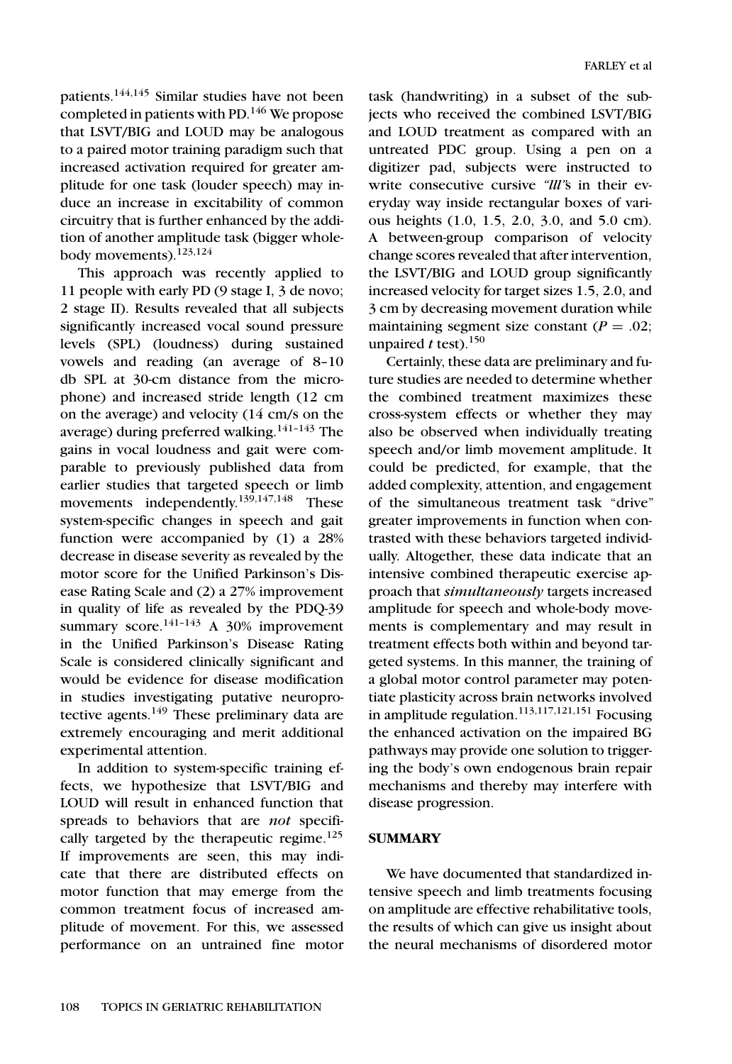patients.[144,145] Similar studies have not been completed in patients with PD.[146] We propose that LSVT/BIG and LOUD may be analogous to a paired motor training paradigm such that increased activation required for greater amplitude for one task (louder speech) may induce an increase in excitability of common circuitry that is further enhanced by the addition of another amplitude task (bigger whole-body movements).[123,124]

This approach was recently applied to 11 people with early PD (9 stage I, 3 de novo; 2 stage II). Results revealed that all subjects significantly increased vocal sound pressure levels (SPL) (loudness) during sustained vowels and reading (an average of 8–10 db SPL at 30-cm distance from the microphone) and increased stride length (12 cm on the average) and velocity (14 cm/s on the average) during preferred walking.[141–143] The gains in vocal loudness and gait were comparable to previously published data from earlier studies that targeted speech or limb movements independently.[139,147,148] These system-specific changes in speech and gait function were accompanied by (1) a 28% decrease in disease severity as revealed by the motor score for the Unified Parkinson's Disease Rating Scale and (2) a 27% improvement in quality of life as revealed by the PDQ-39 summary score.[141–143] A 30% improvement in the Unified Parkinson's Disease Rating Scale is considered clinically significant and would be evidence for disease modification in studies investigating putative neuroprotective agents.[149] These preliminary data are extremely encouraging and merit additional experimental attention.

In addition to system-specific training effects, we hypothesize that LSVT/BIG and LOUD will result in enhanced function that spreads to behaviors that are *not* specifically targeted by the therapeutic regime.[125] If improvements are seen, this may indicate that there are distributed effects on motor function that may emerge from the common treatment focus of increased amplitude of movement. For this, we assessed performance on an untrained fine motor task (handwriting) in a subset of the subjects who received the combined LSVT/BIG and LOUD treatment as compared with an untreated PDC group. Using a pen on a digitizer pad, subjects were instructed to write consecutive cursive *"lll"*s in their everyday way inside rectangular boxes of various heights (1.0, 1.5, 2.0, 3.0, and 5.0 cm). A between-group comparison of velocity change scores revealed that after intervention, the LSVT/BIG and LOUD group significantly increased velocity for target sizes 1.5, 2.0, and 3 cm by decreasing movement duration while maintaining segment size constant ($P = .02$; unpaired $t$ test).[150]

Certainly, these data are preliminary and future studies are needed to determine whether the combined treatment maximizes these cross-system effects or whether they may also be observed when individually treating speech and/or limb movement amplitude. It could be predicted, for example, that the added complexity, attention, and engagement of the simultaneous treatment task "drive" greater improvements in function when contrasted with these behaviors targeted individually. Altogether, these data indicate that an intensive combined therapeutic exercise approach that ***simultaneously*** targets increased amplitude for speech and whole-body movements is complementary and may result in treatment effects both within and beyond targeted systems. In this manner, the training of a global motor control parameter may potentiate plasticity across brain networks involved in amplitude regulation.[113,117,121,151] Focusing the enhanced activation on the impaired BG pathways may provide one solution to triggering the body's own endogenous brain repair mechanisms and thereby may interfere with disease progression.

## SUMMARY

We have documented that standardized intensive speech and limb treatments focusing on amplitude are effective rehabilitative tools, the results of which can give us insight about the neural mechanisms of disordered motor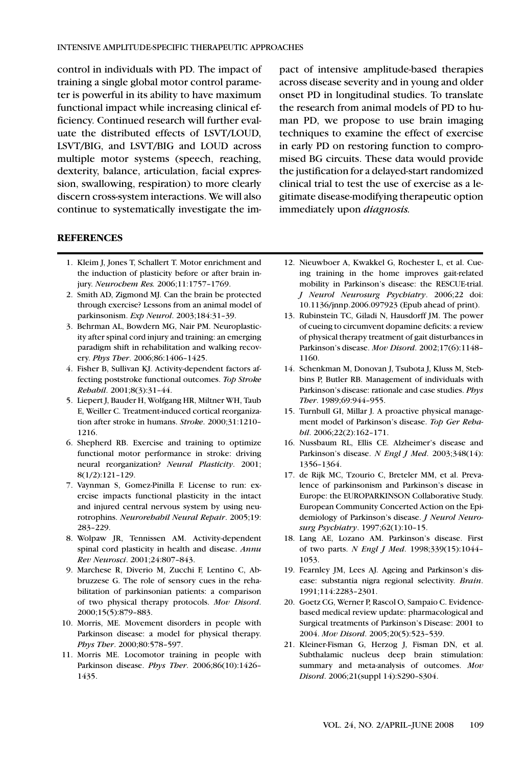control in individuals with PD. The impact of training a single global motor control parameter is powerful in its ability to have maximum functional impact while increasing clinical efficiency. Continued research will further evaluate the distributed effects of LSVT/LOUD, LSVT/BIG, and LSVT/BIG and LOUD across multiple motor systems (speech, reaching, dexterity, balance, articulation, facial expression, swallowing, respiration) to more clearly discern cross-system interactions. We will also continue to systematically investigate the impact of intensive amplitude-based therapies across disease severity and in young and older onset PD in longitudinal studies. To translate the research from animal models of PD to human PD, we propose to use brain imaging techniques to examine the effect of exercise in early PD on restoring function to compromised BG circuits. These data would provide the justification for a delayed-start randomized clinical trial to test the use of exercise as a legitimate disease-modifying therapeutic option immediately upon *diagnosis.*

## REFERENCES

1. Kleim J, Jones T, Schallert T. Motor enrichment and the induction of plasticity before or after brain injury. *Neurochem Res.* 2006;11:1757–1769.
2. Smith AD, Zigmond MJ. Can the brain be protected through exercise? Lessons from an animal model of parkinsonism. *Exp Neurol*. 2003;184:31–39.
3. Behrman AL, Bowdern MG, Nair PM. Neuroplasticity after spinal cord injury and training: an emerging paradigm shift in rehabilitation and walking recovery. *Phys Ther*. 2006;86:1406–1425.
4. Fisher B, Sullivan KJ. Activity-dependent factors affecting poststroke functional outcomes. *Top Stroke Rehabil*. 2001;8(3):31–44.
5. Liepert J, Bauder H, Wolfgang HR, Miltner WH, Taub E, Weiller C. Treatment-induced cortical reorganization after stroke in humans. *Stroke*. 2000;31:1210–1216.
6. Shepherd RB. Exercise and training to optimize functional motor performance in stroke: driving neural reorganization? *Neural Plasticity*. 2001; 8(1/2):121–129.
7. Vaynman S, Gomez-Pinilla F. License to run: exercise impacts functional plasticity in the intact and injured central nervous system by using neurotrophins. *Neurorehabil Neural Repair*. 2005;19: 283–229.
8. Wolpaw JR, Tennissen AM. Activity-dependent spinal cord plasticity in health and disease. *Annu Rev Neurosci*. 2001;24:807–843.
9. Marchese R, Diverio M, Zucchi F, Lentino C, Abbruzzese G. The role of sensory cues in the rehabilitation of parkinsonian patients: a comparison of two physical therapy protocols. *Mov Disord*. 2000;15(5):879–883.
10. Morris, ME. Movement disorders in people with Parkinson disease: a model for physical therapy. *Phys Ther*. 2000;80:578–597.
11. Morris ME. Locomotor training in people with Parkinson disease. *Phys Ther*. 2006;86(10):1426–1435.
12. Nieuwboer A, Kwakkel G, Rochester L, et al. Cueing training in the home improves gait-related mobility in Parkinson's disease: the RESCUE-trial. *J Neurol Neurosurg Psychiatry*. 2006;22 doi: 10.1136/jnnp.2006.097923 (Epub ahead of print).
13. Rubinstein TC, Giladi N, Hausdorff JM. The power of cueing to circumvent dopamine deficits: a review of physical therapy treatment of gait disturbances in Parkinson's disease. *Mov Disord*. 2002;17(6):1148–1160.
14. Schenkman M, Donovan J, Tsubota J, Kluss M, Stebbins P, Butler RB. Management of individuals with Parkinson's disease: rationale and case studies. *Phys Ther*. 1989;69:944–955.
15. Turnbull GI, Millar J. A proactive physical management model of Parkinson's disease. *Top Ger Rehabil*. 2006;22(2):162–171.
16. Nussbaum RL, Ellis CE. Alzheimer's disease and Parkinson's disease. *N Engl J Med*. 2003;348(14): 1356–1364.
17. de Rijk MC, Tzourio C, Breteler MM, et al. Prevalence of parkinsonism and Parkinson's disease in Europe: the EUROPARKINSON Collaborative Study. European Community Concerted Action on the Epidemiology of Parkinson's disease. *J Neurol Neurosurg Psychiatry*. 1997;62(1):10–15.
18. Lang AE, Lozano AM. Parkinson's disease. First of two parts. *N Engl J Med*. 1998;339(15):1044–1053.
19. Fearnley JM, Lees AJ. Ageing and Parkinson's disease: substantia nigra regional selectivity. *Brain*. 1991;114:2283–2301.
20. Goetz CG, Werner P, Rascol O, Sampaio C. Evidence-based medical review update: pharmacological and Surgical treatments of Parkinson's Disease: 2001 to 2004. *Mov Disord*. 2005;20(5):523–539.
21. Kleiner-Fisman G, Herzog J, Fisman DN, et al. Subthalamic nucleus deep brain stimulation: summary and meta-analysis of outcomes. *Mov Disord*. 2006;21(suppl 14):S290–S304.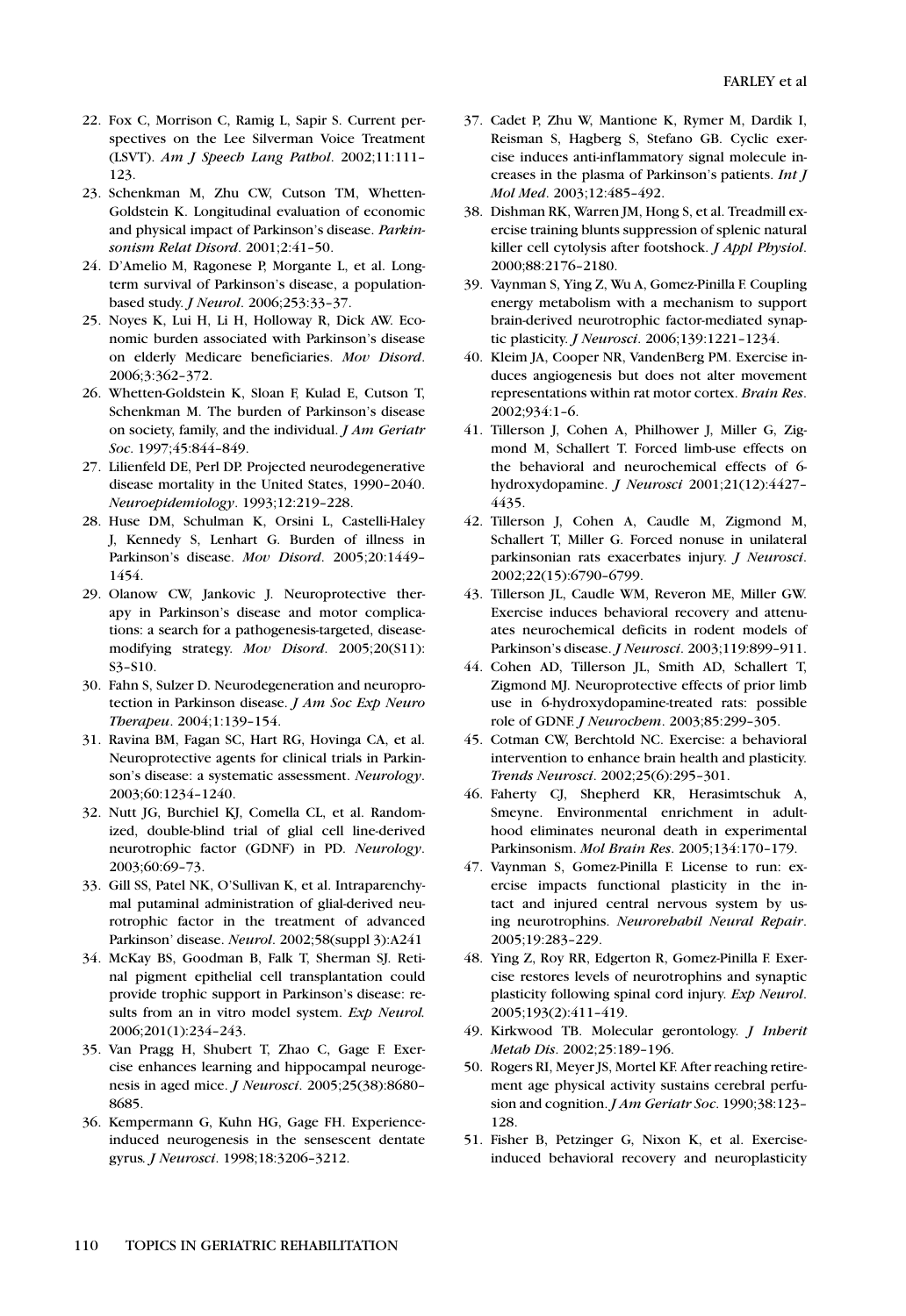22. Fox C, Morrison C, Ramig L, Sapir S. Current perspectives on the Lee Silverman Voice Treatment (LSVT). *Am J Speech Lang Pathol*. 2002;11:111–123.
23. Schenkman M, Zhu CW, Cutson TM, Whetten-Goldstein K. Longitudinal evaluation of economic and physical impact of Parkinson's disease. *Parkinsonism Relat Disord*. 2001;2:41–50.
24. D'Amelio M, Ragonese P, Morgante L, et al. Long-term survival of Parkinson's disease, a population-based study. *J Neurol*. 2006;253:33–37.
25. Noyes K, Lui H, Li H, Holloway R, Dick AW. Economic burden associated with Parkinson's disease on elderly Medicare beneficiaries. *Mov Disord*. 2006;3:362–372.
26. Whetten-Goldstein K, Sloan F, Kulad E, Cutson T, Schenkman M. The burden of Parkinson's disease on society, family, and the individual. *J Am Geriatr Soc*. 1997;45:844–849.
27. Lilienfeld DE, Perl DP. Projected neurodegenerative disease mortality in the United States, 1990–2040. *Neuroepidemiology*. 1993;12:219–228.
28. Huse DM, Schulman K, Orsini L, Castelli-Haley J, Kennedy S, Lenhart G. Burden of illness in Parkinson's disease. *Mov Disord*. 2005;20:1449–1454.
29. Olanow CW, Jankovic J. Neuroprotective therapy in Parkinson's disease and motor complications: a search for a pathogenesis-targeted, disease-modifying strategy. *Mov Disord*. 2005;20(S11): S3–S10.
30. Fahn S, Sulzer D. Neurodegeneration and neuroprotection in Parkinson disease. *J Am Soc Exp Neuro Therapeu*. 2004;1:139–154.
31. Ravina BM, Fagan SC, Hart RG, Hovinga CA, et al. Neuroprotective agents for clinical trials in Parkinson's disease: a systematic assessment. *Neurology*. 2003;60:1234–1240.
32. Nutt JG, Burchiel KJ, Comella CL, et al. Randomized, double-blind trial of glial cell line-derived neurotrophic factor (GDNF) in PD. *Neurology*. 2003;60:69–73.
33. Gill SS, Patel NK, O'Sullivan K, et al. Intraparenchymal putaminal administration of glial-derived neurotrophic factor in the treatment of advanced Parkinson' disease. *Neurol*. 2002;58(suppl 3):A241
34. McKay BS, Goodman B, Falk T, Sherman SJ. Retinal pigment epithelial cell transplantation could provide trophic support in Parkinson's disease: results from an in vitro model system. *Exp Neurol.* 2006;201(1):234–243.
35. Van Pragg H, Shubert T, Zhao C, Gage F. Exercise enhances learning and hippocampal neurogenesis in aged mice. *J Neurosci*. 2005;25(38):8680–8685.
36. Kempermann G, Kuhn HG, Gage FH. Experience-induced neurogenesis in the sensescent dentate gyrus*. J Neurosci*. 1998;18:3206–3212.
37. Cadet P, Zhu W, Mantione K, Rymer M, Dardik I, Reisman S, Hagberg S, Stefano GB. Cyclic exercise induces anti-inflammatory signal molecule increases in the plasma of Parkinson's patients. *Int J Mol Med*. 2003;12:485–492.
38. Dishman RK, Warren JM, Hong S, et al. Treadmill exercise training blunts suppression of splenic natural killer cell cytolysis after footshock. *J Appl Physiol*. 2000;88:2176–2180.
39. Vaynman S, Ying Z, Wu A, Gomez-Pinilla F. Coupling energy metabolism with a mechanism to support brain-derived neurotrophic factor-mediated synaptic plasticity. *J Neurosci*. 2006;139:1221–1234.
40. Kleim JA, Cooper NR, VandenBerg PM. Exercise induces angiogenesis but does not alter movement representations within rat motor cortex. *Brain Res*. 2002;934:1–6.
41. Tillerson J, Cohen A, Philhower J, Miller G, Zigmond M, Schallert T. Forced limb-use effects on the behavioral and neurochemical effects of 6-hydroxydopamine. *J Neurosci* 2001;21(12):4427–4435.
42. Tillerson J, Cohen A, Caudle M, Zigmond M, Schallert T, Miller G. Forced nonuse in unilateral parkinsonian rats exacerbates injury. *J Neurosci*. 2002;22(15):6790–6799.
43. Tillerson JL, Caudle WM, Reveron ME, Miller GW. Exercise induces behavioral recovery and attenuates neurochemical deficits in rodent models of Parkinson's disease. *J Neurosci*. 2003;119:899–911.
44. Cohen AD, Tillerson JL, Smith AD, Schallert T, Zigmond MJ. Neuroprotective effects of prior limb use in 6-hydroxydopamine-treated rats: possible role of GDNF. *J Neurochem*. 2003;85:299–305.
45. Cotman CW, Berchtold NC. Exercise: a behavioral intervention to enhance brain health and plasticity. *Trends Neurosci*. 2002;25(6):295–301.
46. Faherty CJ, Shepherd KR, Herasimtschuk A, Smeyne. Environmental enrichment in adulthood eliminates neuronal death in experimental Parkinsonism. *Mol Brain Res*. 2005;134:170–179.
47. Vaynman S, Gomez-Pinilla F. License to run: exercise impacts functional plasticity in the intact and injured central nervous system by using neurotrophins. *Neurorehabil Neural Repair*. 2005;19:283–229.
48. Ying Z, Roy RR, Edgerton R, Gomez-Pinilla F. Exercise restores levels of neurotrophins and synaptic plasticity following spinal cord injury. *Exp Neurol*. 2005;193(2):411–419.
49. Kirkwood TB. Molecular gerontology. *J Inherit Metab Dis*. 2002;25:189–196.
50. Rogers RI, Meyer JS, Mortel KF. After reaching retirement age physical activity sustains cerebral perfusion and cognition. *J Am Geriatr Soc*. 1990;38:123–128.
51. Fisher B, Petzinger G, Nixon K, et al. Exercise-induced behavioral recovery and neuroplasticity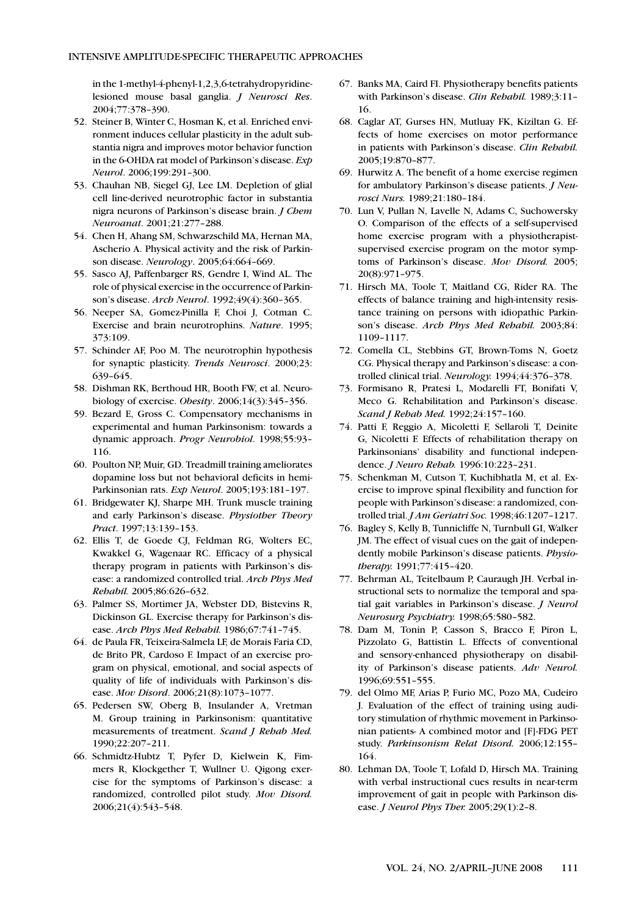in the 1-methyl-4-phenyl-1,2,3,6-tetrahydropyridine-lesioned mouse basal ganglia. *J Neurosci Res*. 2004;77:378–390.

52. Steiner B, Winter C, Hosman K, et al. Enriched environment induces cellular plasticity in the adult substantia nigra and improves motor behavior function in the 6-OHDA rat model of Parkinson's disease. *Exp Neurol*. 2006;199:291–300.
53. Chauhan NB, Siegel GJ, Lee LM. Depletion of glial cell line-derived neurotrophic factor in substantia nigra neurons of Parkinson's disease brain. *J Chem Neuroanat*. 2001;21:277–288.
54. Chen H, Ahang SM, Schwarzschild MA, Hernan MA, Ascherio A. Physical activity and the risk of Parkinson disease. *Neurology*. 2005;64:664–669.
55. Sasco AJ, Paffenbarger RS, Gendre I, Wind AL. The role of physical exercise in the occurrence of Parkinson's disease. *Arch Neurol*. 1992;49(4):360–365.
56. Neeper SA, Gomez-Pinilla F, Choi J, Cotman C. Exercise and brain neurotrophins. *Nature*. 1995; 373:109.
57. Schinder AF, Poo M. The neurotrophin hypothesis for synaptic plasticity. *Trends Neurosci*. 2000;23: 639–645.
58. Dishman RK, Berthoud HR, Booth FW, et al. Neurobiology of exercise. *Obesity*. 2006;14(3):345–356.
59. Bezard E, Gross C. Compensatory mechanisms in experimental and human Parkinsonism: towards a dynamic approach. *Progr Neurobiol*. 1998;55:93–116.
60. Poulton NP, Muir, GD. Treadmill training ameliorates dopamine loss but not behavioral deficits in hemi-Parkinsonian rats. *Exp Neurol*. 2005;193:181–197.
61. Bridgewater KJ, Sharpe MH. Trunk muscle training and early Parkinson's disease. *Physiother Theory Pract*. 1997;13:139–153.
62. Ellis T, de Goede CJ, Feldman RG, Wolters EC, Kwakkel G, Wagenaar RC. Efficacy of a physical therapy program in patients with Parkinson's disease: a randomized controlled trial. *Arch Phys Med Rehabil.* 2005;86:626–632.
63. Palmer SS, Mortimer JA, Webster DD, Bistevins R, Dickinson GL. Exercise therapy for Parkinson's disease. *Arch Phys Med Rehabil.* 1986;67:741–745.
64. de Paula FR, Teixeira-Salmela LF, de Morais Faria CD, de Brito PR, Cardoso F. Impact of an exercise program on physical, emotional, and social aspects of quality of life of individuals with Parkinson's disease. *Mov Disord*. 2006;21(8):1073–1077.
65. Pedersen SW, Oberg B, Insulander A, Vretman M. Group training in Parkinsonism: quantitative measurements of treatment. *Scand J Rehab Med.* 1990;22:207–211.
66. Schmidtz-Hubtz T, Pyfer D, Kielwein K, Fimmers R, Klockgether T, Wullner U. Qigong exercise for the symptoms of Parkinson's disease: a randomized, controlled pilot study. *Mov Disord.* 2006;21(4):543–548.
67. Banks MA, Caird FI. Physiotherapy benefits patients with Parkinson's disease. *Clin Rehabil.* 1989;3:11–16.
68. Caglar AT, Gurses HN, Mutluay FK, Kiziltan G. Effects of home exercises on motor performance in patients with Parkinson's disease. *Clin Rehabil.* 2005;19:870–877.
69. Hurwitz A. The benefit of a home exercise regimen for ambulatory Parkinson's disease patients. *J Neurosci Nurs.* 1989;21:180–184.
70. Lun V, Pullan N, Lavelle N, Adams C, Suchowersky O. Comparison of the effects of a self-supervised home exercise program with a physiotherapist-supervised exercise program on the motor symptoms of Parkinson's disease. *Mov Disord.* 2005; 20(8):971–975.
71. Hirsch MA, Toole T, Maitland CG, Rider RA. The effects of balance training and high-intensity resistance training on persons with idiopathic Parkinson's disease. *Arch Phys Med Rehabil.* 2003;84: 1109–1117.
72. Comella CL, Stebbins GT, Brown-Toms N, Goetz CG. Physical therapy and Parkinson's disease: a controlled clinical trial. *Neurology.* 1994;44:376–378.
73. Formisano R, Pratesi L, Modarelli FT, Bonifati V, Meco G. Rehabilitation and Parkinson's disease. *Scand J Rehab Med.* 1992;24:157–160.
74. Patti F, Reggio A, Micoletti F, Sellaroli T, Deinite G, Nicoletti F. Effects of rehabilitation therapy on Parkinsonians' disability and functional independence. *J Neuro Rehab.* 1996:10:223–231.
75. Schenkman M, Cutson T, Kuchibhatla M, et al. Exercise to improve spinal flexibility and function for people with Parkinson's disease: a randomized, controlled trial. *J Am Geriatri Soc.* 1998;46:1207–1217.
76. Bagley S, Kelly B, Tunnicliffe N, Turnbull GI, Walker JM. The effect of visual cues on the gait of independently mobile Parkinson's disease patients. *Physiotherapy.* 1991;77:415–420.
77. Behrman AL, Teitelbaum P, Cauraugh JH. Verbal instructional sets to normalize the temporal and spatial gait variables in Parkinson's disease. *J Neurol Neurosurg Psychiatry.* 1998;65:580–582.
78. Dam M, Tonin P, Casson S, Bracco F, Piron L, Pizzolato G, Battistin L. Effects of conventional and sensory-enhanced physiotherapy on disability of Parkinson's disease patients. *Adv Neurol.* 1996;69:551–555.
79. del Olmo MF, Arias P, Furio MC, Pozo MA, Cudeiro J. Evaluation of the effect of training using auditory stimulation of rhythmic movement in Parkinsonian patients- A combined motor and [F]-FDG PET study. *Parkinsonism Relat Disord.* 2006;12:155–164.
80. Lehman DA, Toole T, Lofald D, Hirsch MA. Training with verbal instructional cues results in near-term improvement of gait in people with Parkinson disease. *J Neurol Phys Ther.* 2005;29(1):2–8.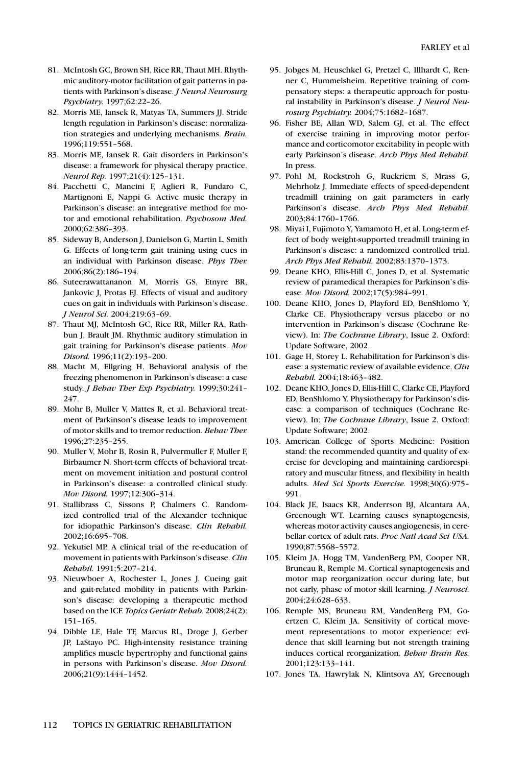81. McIntosh GC, Brown SH, Rice RR, Thaut MH. Rhythmic auditory-motor facilitation of gait patterns in patients with Parkinson's disease. *J Neurol Neurosurg Psychiatry.* 1997;62:22–26.
82. Morris ME, Iansek R, Matyas TA, Summers JJ. Stride length regulation in Parkinson's disease: normalization strategies and underlying mechanisms. *Brain.* 1996;119:551–568.
83. Morris ME, Iansek R. Gait disorders in Parkinson's disease: a framework for physical therapy practice. *Neurol Rep.* 1997;21(4):125–131.
84. Pacchetti C, Mancini F, Aglieri R, Fundaro C, Martignoni E, Nappi G. Active music therapy in Parkinson's disease: an integrative method for motor and emotional rehabilitation. *Psychosom Med.* 2000;62:386–393.
85. Sideway B, Anderson J, Danielson G, Martin L, Smith G. Effects of long-term gait training using cues in an individual with Parkinson disease. *Phys Ther.* 2006;86(2):186–194.
86. Suteerawattananon M, Morris GS, Etnyre BR, Jankovic J, Protas EJ. Effects of visual and auditory cues on gait in individuals with Parkinson's disease. *J Neurol Sci.* 2004;219:63–69.
87. Thaut MJ, McIntosh GC, Rice RR, Miller RA, Rathbun J, Brault JM. Rhythmic auditory stimulation in gait training for Parkinson's disease patients. *Mov Disord.* 1996;11(2):193–200.
88. Macht M, Ellgring H. Behavioral analysis of the freezing phenomenon in Parkinson's disease: a case study. *J Behav Ther Exp Psychiatry.* 1999;30:241–247.
89. Mohr B, Muller V, Mattes R, et al. Behavioral treatment of Parkinson's disease leads to improvement of motor skills and to tremor reduction. *Behav Ther.* 1996;27:235–255.
90. Muller V, Mohr B, Rosin R, Pulvermuller F, Muller F, Birbaumer N. Short-term effects of behavioral treatment on movement initiation and postural control in Parkinson's disease: a controlled clinical study. *Mov Disord.* 1997;12:306–314.
91. Stallibrass C, Sissons P, Chalmers C. Randomized controlled trial of the Alexander technique for idiopathic Parkinson's disease. *Clin Rehabil.* 2002;16:695–708.
92. Yekutiel MP. A clinical trial of the re-education of movement in patients with Parkinson's disease. *Clin Rehabil.* 1991;5:207–214.
93. Nieuwboer A, Rochester L, Jones J. Cueing gait and gait-related mobility in patients with Parkinson's disease: developing a therapeutic method based on the ICF. *Topics Geriatr Rehab.* 2008;24(2): 151–165.
94. Dibble LE, Hale TF, Marcus RL, Droge J, Gerber JP, LaStayo PC. High-intensity resistance training amplifies muscle hypertrophy and functional gains in persons with Parkinson's disease. *Mov Disord.* 2006;21(9):1444–1452.
95. Jobges M, Heuschkel G, Pretzel C, Illhardt C, Renner C, Hummelsheim. Repetitive training of compensatory steps: a therapeutic approach for postural instability in Parkinson's disease. *J Neurol Neurosurg Psychiatry.* 2004;75:1682–1687.
96. Fisher BE, Allan WD, Salem GJ, et al. The effect of exercise training in improving motor performance and corticomotor excitability in people with early Parkinson's disease. *Arch Phys Med Rehabil.* In press.
97. Pohl M, Rockstroh G, Ruckriem S, Mrass G, Mehrholz J. Immediate effects of speed-dependent treadmill training on gait parameters in early Parkinson's disease. *Arch Phys Med Rehabil.* 2003;84:1760–1766.
98. Miyai I, Fujimoto Y, Yamamoto H, et al. Long-term effect of body weight-supported treadmill training in Parkinson's disease: a randomized controlled trial. *Arch Phys Med Rehabil.* 2002;83:1370–1373.
99. Deane KHO, Ellis-Hill C, Jones D, et al. Systematic review of paramedical therapies for Parkinson's disease. *Mov Disord.* 2002;17(5):984–991.
100. Deane KHO, Jones D, Playford ED, BenShlomo Y, Clarke CE. Physiotherapy versus placebo or no intervention in Parkinson's disease (Cochrane Review). In: *The Cochrane Library*, Issue 2. Oxford: Update Software, 2002.
101. Gage H, Storey L. Rehabilitation for Parkinson's disease: a systematic review of available evidence. *Clin Rehabil.* 2004;18:463–482.
102. Deane KHO, Jones D, Ellis-Hill C, Clarke CE, Playford ED, BenShlomo Y. Physiotherapy for Parkinson's disease: a comparison of techniques (Cochrane Review). In: *The Cochrane Library*, Issue 2. Oxford: Update Software; 2002.
103. American College of Sports Medicine: Position stand: the recommended quantity and quality of exercise for developing and maintaining cardiorespiratory and muscular fitness, and flexibility in health adults. *Med Sci Sports Exercise.* 1998;30(6):975–991.
104. Black JE, Isaacs KR, Anderrson BJ, Alcantara AA, Greenough WT. Learning causes synaptogenesis, whereas motor activity causes angiogenesis, in cerebellar cortex of adult rats. *Proc Natl Acad Sci USA.* 1990;87:5568–5572.
105. Kleim JA, Hogg TM, VandenBerg PM, Cooper NR, Bruneau R, Remple M. Cortical synaptogenesis and motor map reorganization occur during late, but not early, phase of motor skill learning. *J Neurosci.* 2004;24:628–633.
106. Remple MS, Bruneau RM, VandenBerg PM, Goertzen C, Kleim JA. Sensitivity of cortical movement representations to motor experience: evidence that skill learning but not strength training induces cortical reorganization. *Behav Brain Res.* 2001;123:133–141.
107. Jones TA, Hawrylak N, Klintsova AY, Greenough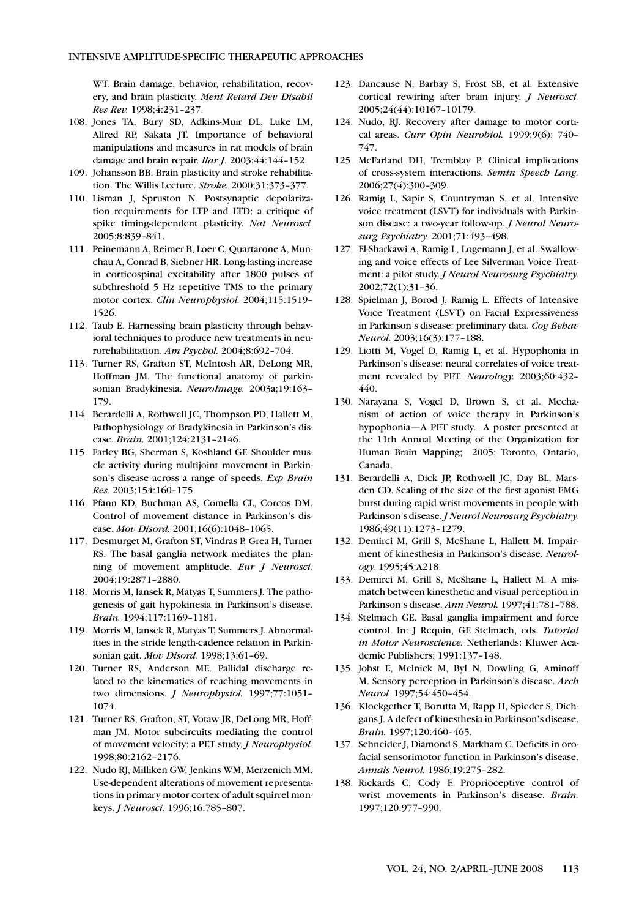WT. Brain damage, behavior, rehabilitation, recovery, and brain plasticity. *Ment Retard Dev Disabil Res Rev.* 1998;4:231–237.

108. Jones TA, Bury SD, Adkins-Muir DL, Luke LM, Allred RP, Sakata JT. Importance of behavioral manipulations and measures in rat models of brain damage and brain repair. *Ilar J.* 2003;44:144–152.
109. Johansson BB. Brain plasticity and stroke rehabilitation. The Willis Lecture. *Stroke.* 2000;31:373–377.
110. Lisman J, Spruston N. Postsynaptic depolarization requirements for LTP and LTD: a critique of spike timing-dependent plasticity. *Nat Neurosci.* 2005;8:839–841.
111. Peinemann A, Reimer B, Loer C, Quartarone A, Munchau A, Conrad B, Siebner HR. Long-lasting increase in corticospinal excitability after 1800 pulses of subthreshold 5 Hz repetitive TMS to the primary motor cortex. *Clin Neurophysiol.* 2004;115:1519–1526.
112. Taub E. Harnessing brain plasticity through behavioral techniques to produce new treatments in neurorehabilitation. *Am Psychol.* 2004;8:692–704.
113. Turner RS, Grafton ST, McIntosh AR, DeLong MR, Hoffman JM. The functional anatomy of parkinsonian Bradykinesia. *NeuroImage.* 2003a;19:163–179.
114. Berardelli A, Rothwell JC, Thompson PD, Hallett M. Pathophysiology of Bradykinesia in Parkinson's disease. *Brain.* 2001;124:2131–2146.
115. Farley BG, Sherman S, Koshland GF. Shoulder muscle activity during multijoint movement in Parkinson's disease across a range of speeds. *Exp Brain Res.* 2003;154:160–175.
116. Pfann KD, Buchman AS, Comella CL, Corcos DM. Control of movement distance in Parkinson's disease. *Mov Disord.* 2001;16(6):1048–1065.
117. Desmurget M, Grafton ST, Vindras P, Grea H, Turner RS. The basal ganglia network mediates the planning of movement amplitude. *Eur J Neurosci.* 2004;19:2871–2880.
118. Morris M, Iansek R, Matyas T, Summers J. The pathogenesis of gait hypokinesia in Parkinson's disease. *Brain.* 1994;117:1169–1181.
119. Morris M, Iansek R, Matyas T, Summers J. Abnormalities in the stride length-cadence relation in Parkinsonian gait. *Mov Disord.* 1998;13:61–69.
120. Turner RS, Anderson ME. Pallidal discharge related to the kinematics of reaching movements in two dimensions. *J Neurophysiol.* 1997;77:1051–1074.
121. Turner RS, Grafton, ST, Votaw JR, DeLong MR, Hoffman JM. Motor subcircuits mediating the control of movement velocity: a PET study. *J Neurophysiol.* 1998;80:2162–2176.
122. Nudo RJ, Milliken GW, Jenkins WM, Merzenich MM. Use-dependent alterations of movement representations in primary motor cortex of adult squirrel monkeys. *J Neurosci.* 1996;16:785–807.
123. Dancause N, Barbay S, Frost SB, et al. Extensive cortical rewiring after brain injury. *J Neurosci.* 2005;24(44):10167–10179.
124. Nudo, RJ. Recovery after damage to motor cortical areas. *Curr Opin Neurobiol.* 1999;9(6): 740–747.
125. McFarland DH, Tremblay P. Clinical implications of cross-system interactions. *Semin Speech Lang.* 2006;27(4):300–309.
126. Ramig L, Sapir S, Countryman S, et al. Intensive voice treatment (LSVT) for individuals with Parkinson disease: a two-year follow-up. *J Neurol Neurosurg Psychiatry.* 2001;71:493–498.
127. El-Sharkawi A, Ramig L, Logemann J, et al. Swallowing and voice effects of Lee Silverman Voice Treatment: a pilot study. *J Neurol Neurosurg Psychiatry.* 2002;72(1):31–36.
128. Spielman J, Borod J, Ramig L. Effects of Intensive Voice Treatment (LSVT) on Facial Expressiveness in Parkinson's disease: preliminary data. *Cog Behav Neurol.* 2003;16(3):177–188.
129. Liotti M, Vogel D, Ramig L, et al. Hypophonia in Parkinson's disease: neural correlates of voice treatment revealed by PET. *Neurology.* 2003;60:432–440.
130. Narayana S, Vogel D, Brown S, et al. Mechanism of action of voice therapy in Parkinson's hypophonia—A PET study. A poster presented at the 11th Annual Meeting of the Organization for Human Brain Mapping; 2005; Toronto, Ontario, Canada.
131. Berardelli A, Dick JP, Rothwell JC, Day BL, Marsden CD. Scaling of the size of the first agonist EMG burst during rapid wrist movements in people with Parkinson's disease. *J Neurol Neurosurg Psychiatry.* 1986;49(11):1273–1279.
132. Demirci M, Grill S, McShane L, Hallett M. Impairment of kinesthesia in Parkinson's disease. *Neurology.* 1995;45:A218.
133. Demirci M, Grill S, McShane L, Hallett M. A mismatch between kinesthetic and visual perception in Parkinson's disease. *Ann Neurol.* 1997;41:781–788.
134. Stelmach GE. Basal ganglia impairment and force control. In: J Requin, GE Stelmach, eds. *Tutorial in Motor Neuroscience.* Netherlands: Kluwer Academic Publishers; 1991:137–148.
135. Jobst E, Melnick M, Byl N, Dowling G, Aminoff M. Sensory perception in Parkinson's disease. *Arch Neurol.* 1997;54:450–454.
136. Klockgether T, Borutta M, Rapp H, Spieder S, Dichgans J. A defect of kinesthesia in Parkinson's disease. *Brain.* 1997;120:460–465.
137. Schneider J, Diamond S, Markham C. Deficits in orofacial sensorimotor function in Parkinson's disease. *Annals Neurol.* 1986;19:275–282.
138. Rickards C, Cody F. Proprioceptive control of wrist movements in Parkinson's disease. *Brain.* 1997;120:977–990.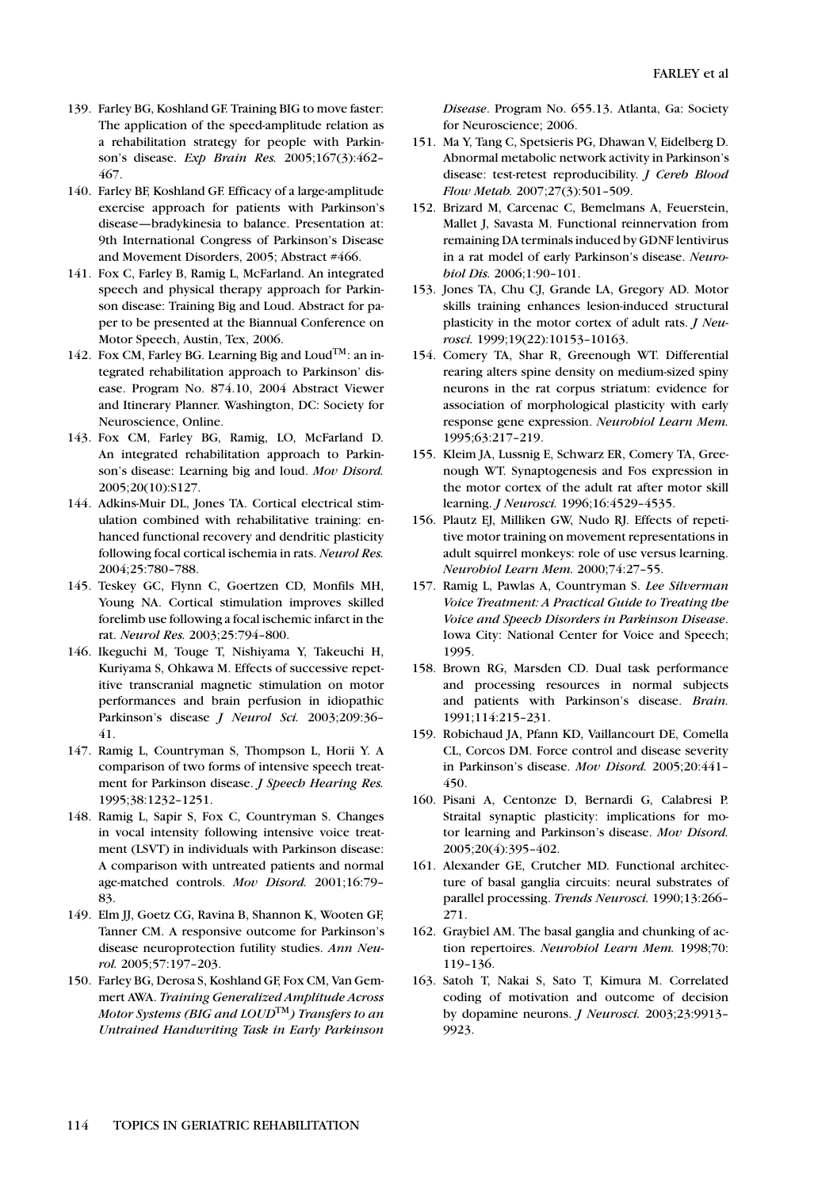139. Farley BG, Koshland GF. Training BIG to move faster: The application of the speed-amplitude relation as a rehabilitation strategy for people with Parkinson's disease. *Exp Brain Res.* 2005;167(3):462–467.
140. Farley BF, Koshland GF. Efficacy of a large-amplitude exercise approach for patients with Parkinson's disease—bradykinesia to balance. Presentation at: 9th International Congress of Parkinson's Disease and Movement Disorders, 2005; Abstract #466.
141. Fox C, Farley B, Ramig L, McFarland. An integrated speech and physical therapy approach for Parkinson disease: Training Big and Loud. Abstract for paper to be presented at the Biannual Conference on Motor Speech, Austin, Tex, 2006.
142. Fox CM, Farley BG. Learning Big and Loud™: an integrated rehabilitation approach to Parkinson' disease. Program No. 874.10, 2004 Abstract Viewer and Itinerary Planner. Washington, DC: Society for Neuroscience, Online.
143. Fox CM, Farley BG, Ramig, LO, McFarland D. An integrated rehabilitation approach to Parkinson's disease: Learning big and loud. *Mov Disord.* 2005;20(10):S127.
144. Adkins-Muir DL, Jones TA. Cortical electrical stimulation combined with rehabilitative training: enhanced functional recovery and dendritic plasticity following focal cortical ischemia in rats. *Neurol Res.* 2004;25:780–788.
145. Teskey GC, Flynn C, Goertzen CD, Monfils MH, Young NA. Cortical stimulation improves skilled forelimb use following a focal ischemic infarct in the rat. *Neurol Res.* 2003;25:794–800.
146. Ikeguchi M, Touge T, Nishiyama Y, Takeuchi H, Kuriyama S, Ohkawa M. Effects of successive repetitive transcranial magnetic stimulation on motor performances and brain perfusion in idiopathic Parkinson's disease *J Neurol Sci.* 2003;209:36–41.
147. Ramig L, Countryman S, Thompson L, Horii Y. A comparison of two forms of intensive speech treatment for Parkinson disease. *J Speech Hearing Res.* 1995;38:1232–1251.
148. Ramig L, Sapir S, Fox C, Countryman S. Changes in vocal intensity following intensive voice treatment (LSVT) in individuals with Parkinson disease: A comparison with untreated patients and normal age-matched controls. *Mov Disord.* 2001;16:79–83.
149. Elm JJ, Goetz CG, Ravina B, Shannon K, Wooten GF, Tanner CM. A responsive outcome for Parkinson's disease neuroprotection futility studies. *Ann Neurol.* 2005;57:197–203.
150. Farley BG, Derosa S, Koshland GF, Fox CM, Van Gemmert AWA. *Training Generalized Amplitude Across Motor Systems (BIG and LOUD™) Transfers to an Untrained Handwriting Task in Early Parkinson Disease*. Program No. 655.13. Atlanta, Ga: Society for Neuroscience; 2006.
151. Ma Y, Tang C, Spetsieris PG, Dhawan V, Eidelberg D. Abnormal metabolic network activity in Parkinson's disease: test-retest reproducibility. *J Cereb Blood Flow Metab.* 2007;27(3):501–509.
152. Brizard M, Carcenac C, Bemelmans A, Feuerstein, Mallet J, Savasta M. Functional reinnervation from remaining DA terminals induced by GDNF lentivirus in a rat model of early Parkinson's disease. *Neurobiol Dis.* 2006;1:90–101.
153. Jones TA, Chu CJ, Grande LA, Gregory AD. Motor skills training enhances lesion-induced structural plasticity in the motor cortex of adult rats. *J Neurosci.* 1999;19(22):10153–10163.
154. Comery TA, Shar R, Greenough WT. Differential rearing alters spine density on medium-sized spiny neurons in the rat corpus striatum: evidence for association of morphological plasticity with early response gene expression. *Neurobiol Learn Mem.* 1995;63:217–219.
155. Kleim JA, Lussnig E, Schwarz ER, Comery TA, Greenough WT. Synaptogenesis and Fos expression in the motor cortex of the adult rat after motor skill learning. *J Neurosci.* 1996;16:4529–4535.
156. Plautz EJ, Milliken GW, Nudo RJ. Effects of repetitive motor training on movement representations in adult squirrel monkeys: role of use versus learning. *Neurobiol Learn Mem.* 2000;74:27–55.
157. Ramig L, Pawlas A, Countryman S. *Lee Silverman Voice Treatment: A Practical Guide to Treating the Voice and Speech Disorders in Parkinson Disease*. Iowa City: National Center for Voice and Speech; 1995.
158. Brown RG, Marsden CD. Dual task performance and processing resources in normal subjects and patients with Parkinson's disease. *Brain.* 1991;114:215–231.
159. Robichaud JA, Pfann KD, Vaillancourt DE, Comella CL, Corcos DM. Force control and disease severity in Parkinson's disease. *Mov Disord.* 2005;20:441–450.
160. Pisani A, Centonze D, Bernardi G, Calabresi P. Straital synaptic plasticity: implications for motor learning and Parkinson's disease. *Mov Disord.* 2005;20(4):395–402.
161. Alexander GE, Crutcher MD. Functional architecture of basal ganglia circuits: neural substrates of parallel processing. *Trends Neurosci.* 1990;13:266–271.
162. Graybiel AM. The basal ganglia and chunking of action repertoires. *Neurobiol Learn Mem.* 1998;70: 119–136.
163. Satoh T, Nakai S, Sato T, Kimura M. Correlated coding of motivation and outcome of decision by dopamine neurons. *J Neurosci.* 2003;23:9913–9923.